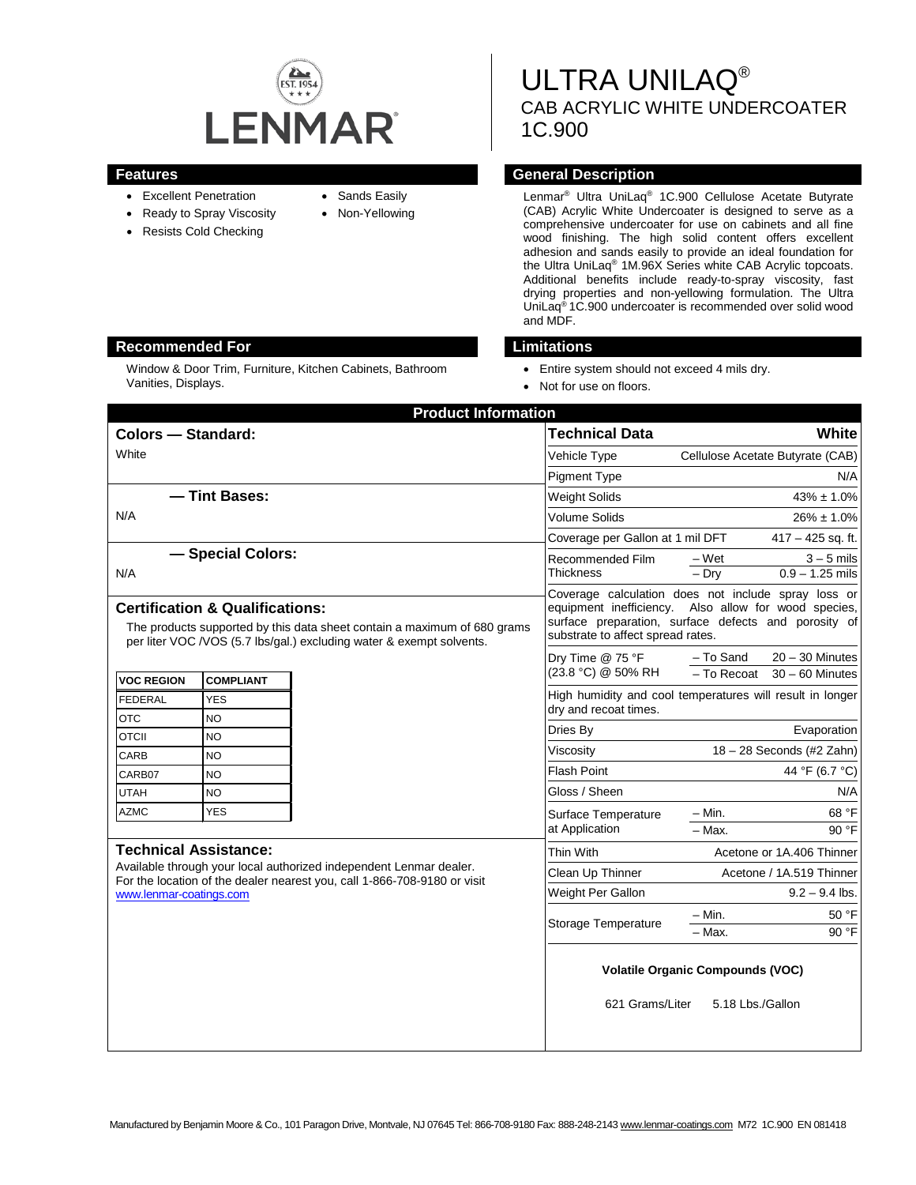LENMAR

EST. 1954

# ULTRA UNILAQ®

## CAB ACRYLIC WHITE UNDERCOATER

## 1C.900

## Features

- Excellent Penetration
- Ready to Spray Viscosity
- Resists Cold Checking
- Sands Easily
- Non-Yellowing

## General Description

Lenmar® Ultra UniLaq® 1C.900 Cellulose Acetate Butyrate (CAB) Acrylic White Undercoater is designed to serve as a comprehensive undercoater for use on cabinets and all fine wood finishing. The high solid content offers excellent adhesion and sands easily to provide an ideal foundation for the Ultra UniLaq® 1M.96X Series white CAB Acrylic topcoats. Additional benefits include ready-to-spray viscosity, fast drying properties and non-yellowing formulation. The Ultra UniLaq® 1C.900 undercoater is recommended over solid wood and MDF.

## Recommended For

Window & Door Trim, Furniture, Kitchen Cabinets, Bathroom Vanities, Displays.

## Limitations

- Entire system should not exceed 4 mils dry.
- Not for use on floors.

## Product Information

### Colors — Standard:

White

### — Tint Bases:

N/A

### — Special Colors:

N/A

### Certification & Qualifications:

The products supported by this data sheet contain a maximum of 680 grams per liter VOC /VOS (5.7 lbs/gal.) excluding water & exempt solvents.

| VOC REGION | COMPLIANT |
|---|---|
| FEDERAL | YES |
| OTC | NO |
| OTCII | NO |
| CARB | NO |
| CARB07 | NO |
| UTAH | NO |
| AZMC | YES |

### Technical Assistance:

Available through your local authorized independent Lenmar dealer. For the location of the dealer nearest you, call 1-866-708-9180 or visit www.lenmar-coatings.com

| Technical Data | | White |
|---|---|---|
| Vehicle Type | | Cellulose Acetate Butyrate (CAB) |
| Pigment Type | | N/A |
| Weight Solids | | 43% ± 1.0% |
| Volume Solids | | 26% ± 1.0% |
| Coverage per Gallon at 1 mil DFT | | 417 – 425 sq. ft. |
| Recommended Film Thickness | – Wet | 3 – 5 mils |
| | – Dry | 0.9 – 1.25 mils |
| Coverage calculation does not include spray loss or equipment inefficiency. Also allow for wood species, surface preparation, surface defects and porosity of substrate to affect spread rates. | | |
| Dry Time @ 75 °F (23.8 °C) @ 50% RH | – To Sand | 20 – 30 Minutes |
| | – To Recoat | 30 – 60 Minutes |
| High humidity and cool temperatures will result in longer dry and recoat times. | | |
| Dries By | | Evaporation |
| Viscosity | | 18 – 28 Seconds (#2 Zahn) |
| Flash Point | | 44 °F (6.7 °C) |
| Gloss / Sheen | | N/A |
| Surface Temperature at Application | – Min. | 68 °F |
| | – Max. | 90 °F |
| Thin With | | Acetone or 1A.406 Thinner |
| Clean Up Thinner | | Acetone / 1A.519 Thinner |
| Weight Per Gallon | | 9.2 – 9.4 lbs. |
| Storage Temperature | – Min. | 50 °F |
| | – Max. | 90 °F |

**Volatile Organic Compounds (VOC)**

621 Grams/Liter 5.18 Lbs./Gallon

Manufactured by Benjamin Moore & Co., 101 Paragon Drive, Montvale, NJ 07645 Tel: 866-708-9180 Fax: 888-248-2143 www.lenmar-coatings.com M72 1C.900 EN 081418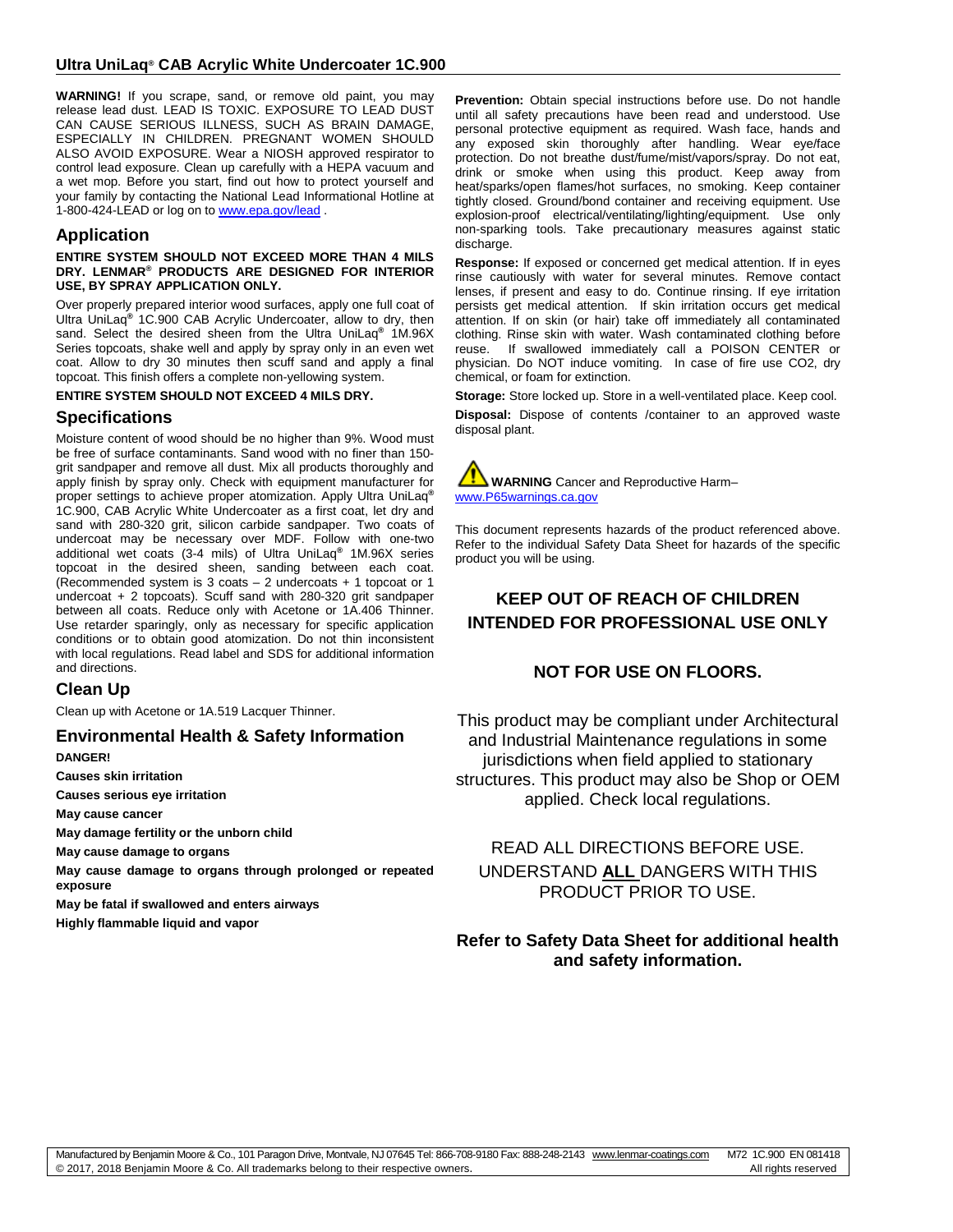## Ultra UniLaq® CAB Acrylic White Undercoater 1C.900

**WARNING!** If you scrape, sand, or remove old paint, you may release lead dust. LEAD IS TOXIC. EXPOSURE TO LEAD DUST CAN CAUSE SERIOUS ILLNESS, SUCH AS BRAIN DAMAGE, ESPECIALLY IN CHILDREN. PREGNANT WOMEN SHOULD ALSO AVOID EXPOSURE. Wear a NIOSH approved respirator to control lead exposure. Clean up carefully with a HEPA vacuum and a wet mop. Before you start, find out how to protect yourself and your family by contacting the National Lead Informational Hotline at 1-800-424-LEAD or log on to www.epa.gov/lead .

## Application

**ENTIRE SYSTEM SHOULD NOT EXCEED MORE THAN 4 MILS DRY. LENMAR® PRODUCTS ARE DESIGNED FOR INTERIOR USE, BY SPRAY APPLICATION ONLY.**

Over properly prepared interior wood surfaces, apply one full coat of Ultra UniLaq® 1C.900 CAB Acrylic Undercoater, allow to dry, then sand. Select the desired sheen from the Ultra UniLaq® 1M.96X Series topcoats, shake well and apply by spray only in an even wet coat. Allow to dry 30 minutes then scuff sand and apply a final topcoat. This finish offers a complete non-yellowing system.

**ENTIRE SYSTEM SHOULD NOT EXCEED 4 MILS DRY.**

## Specifications

Moisture content of wood should be no higher than 9%. Wood must be free of surface contaminants. Sand wood with no finer than 150-grit sandpaper and remove all dust. Mix all products thoroughly and apply finish by spray only. Check with equipment manufacturer for proper settings to achieve proper atomization. Apply Ultra UniLaq® 1C.900, CAB Acrylic White Undercoater as a first coat, let dry and sand with 280-320 grit, silicon carbide sandpaper. Two coats of undercoat may be necessary over MDF. Follow with one-two additional wet coats (3-4 mils) of Ultra UniLaq® 1M.96X series topcoat in the desired sheen, sanding between each coat. (Recommended system is 3 coats – 2 undercoats + 1 topcoat or 1 undercoat + 2 topcoats). Scuff sand with 280-320 grit sandpaper between all coats. Reduce only with Acetone or 1A.406 Thinner. Use retarder sparingly, only as necessary for specific application conditions or to obtain good atomization. Do not thin inconsistent with local regulations. Read label and SDS for additional information and directions.

## Clean Up

Clean up with Acetone or 1A.519 Lacquer Thinner.

## Environmental Health & Safety Information

**DANGER!**

**Causes skin irritation**

**Causes serious eye irritation**

**May cause cancer**

**May damage fertility or the unborn child**

**May cause damage to organs**

**May cause damage to organs through prolonged or repeated exposure**

**May be fatal if swallowed and enters airways**

**Highly flammable liquid and vapor**

**Prevention:** Obtain special instructions before use. Do not handle until all safety precautions have been read and understood. Use personal protective equipment as required. Wash face, hands and any exposed skin thoroughly after handling. Wear eye/face protection. Do not breathe dust/fume/mist/vapors/spray. Do not eat, drink or smoke when using this product. Keep away from heat/sparks/open flames/hot surfaces, no smoking. Keep container tightly closed. Ground/bond container and receiving equipment. Use explosion-proof electrical/ventilating/lighting/equipment. Use only non-sparking tools. Take precautionary measures against static discharge.

**Response:** If exposed or concerned get medical attention. If in eyes rinse cautiously with water for several minutes. Remove contact lenses, if present and easy to do. Continue rinsing. If eye irritation persists get medical attention. If skin irritation occurs get medical attention. If on skin (or hair) take off immediately all contaminated clothing. Rinse skin with water. Wash contaminated clothing before reuse. If swallowed immediately call a POISON CENTER or physician. Do NOT induce vomiting. In case of fire use $CO_2$, dry chemical, or foam for extinction.

**Storage:** Store locked up. Store in a well-ventilated place. Keep cool.

**Disposal:** Dispose of contents /container to an approved waste disposal plant.

**WARNING** Cancer and Reproductive Harm– www.P65warnings.ca.gov

This document represents hazards of the product referenced above. Refer to the individual Safety Data Sheet for hazards of the specific product you will be using.

**KEEP OUT OF REACH OF CHILDREN**
**INTENDED FOR PROFESSIONAL USE ONLY**

**NOT FOR USE ON FLOORS.**

This product may be compliant under Architectural and Industrial Maintenance regulations in some jurisdictions when field applied to stationary structures. This product may also be Shop or OEM applied. Check local regulations.

READ ALL DIRECTIONS BEFORE USE. UNDERSTAND **ALL** DANGERS WITH THIS PRODUCT PRIOR TO USE.

**Refer to Safety Data Sheet for additional health and safety information.**

Manufactured by Benjamin Moore & Co., 101 Paragon Drive, Montvale, NJ 07645 Tel: 866-708-9180 Fax: 888-248-2143 www.lenmar-coatings.com M72 1C.900 EN 081418
© 2017, 2018 Benjamin Moore & Co. All trademarks belong to their respective owners. All rights reserved